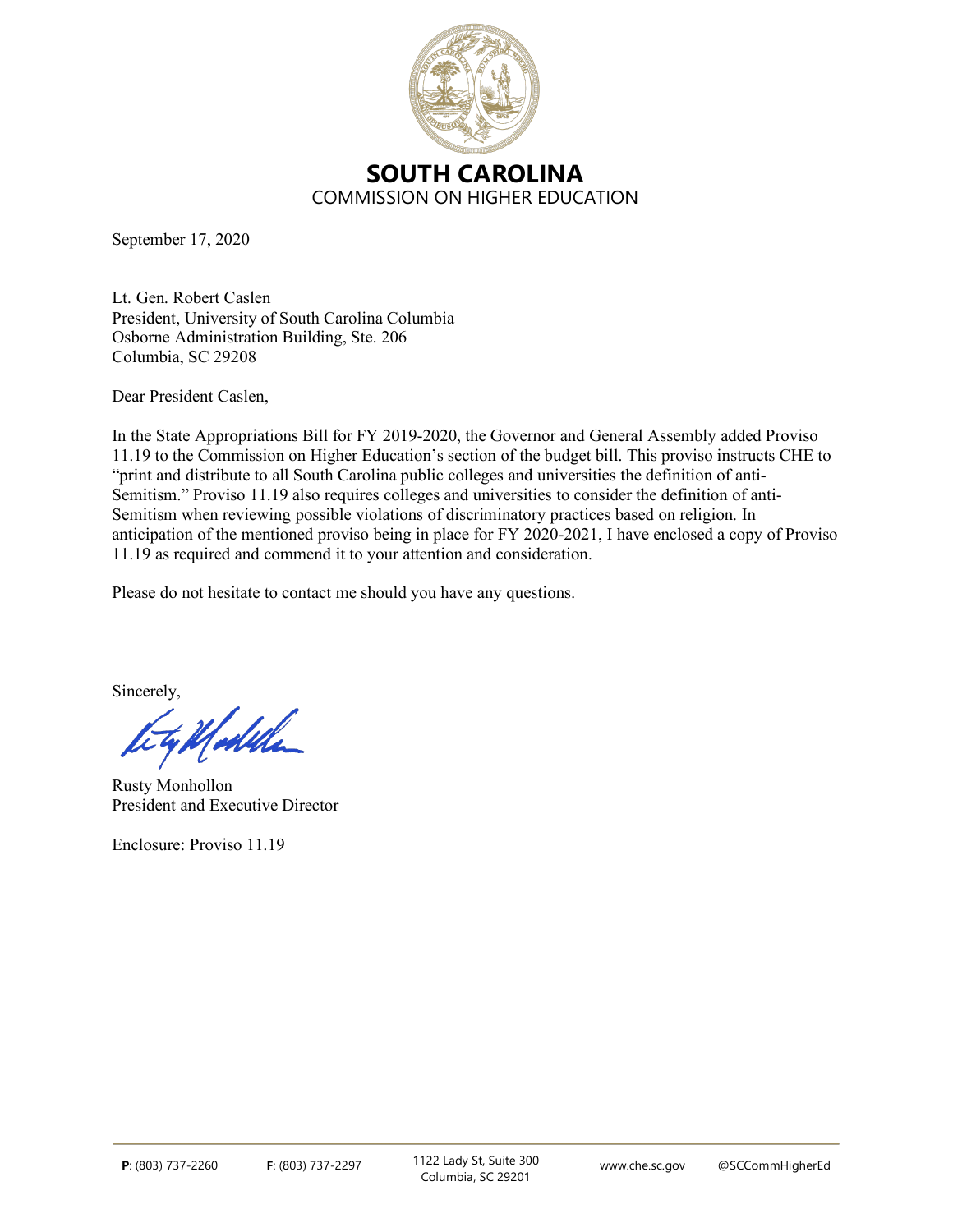# SOUTH CAROLINA

COMMISSION ON HIGHER EDUCATION

September 17, 2020

Lt. Gen. Robert Caslen
President, University of South Carolina Columbia
Osborne Administration Building, Ste. 206
Columbia, SC 29208

Dear President Caslen,

In the State Appropriations Bill for FY 2019-2020, the Governor and General Assembly added Proviso 11.19 to the Commission on Higher Education's section of the budget bill. This proviso instructs CHE to "print and distribute to all South Carolina public colleges and universities the definition of anti-Semitism." Proviso 11.19 also requires colleges and universities to consider the definition of anti-Semitism when reviewing possible violations of discriminatory practices based on religion. In anticipation of the mentioned proviso being in place for FY 2020-2021, I have enclosed a copy of Proviso 11.19 as required and commend it to your attention and consideration.

Please do not hesitate to contact me should you have any questions.

Sincerely,

Rusty Monhollon
President and Executive Director

Enclosure: Proviso 11.19

**P**: (803) 737-2260 **F**: (803) 737-2297 1122 Lady St, Suite 300 Columbia, SC 29201 www.che.sc.gov @SCCommHigherEd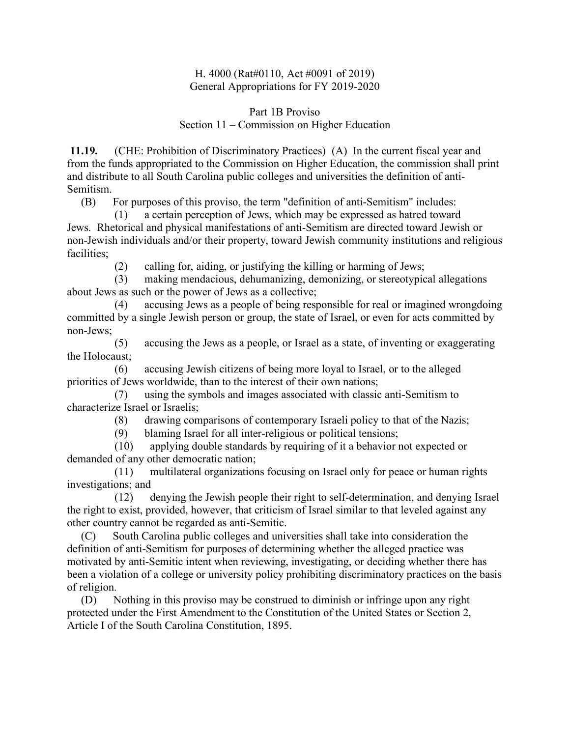H. 4000 (Rat#0110, Act #0091 of 2019)
General Appropriations for FY 2019-2020

Part 1B Proviso
Section 11 – Commission on Higher Education

**11.19.** (CHE: Prohibition of Discriminatory Practices) (A) In the current fiscal year and from the funds appropriated to the Commission on Higher Education, the commission shall print and distribute to all South Carolina public colleges and universities the definition of anti-Semitism.

(B) For purposes of this proviso, the term "definition of anti-Semitism" includes:

(1) a certain perception of Jews, which may be expressed as hatred toward Jews. Rhetorical and physical manifestations of anti-Semitism are directed toward Jewish or non-Jewish individuals and/or their property, toward Jewish community institutions and religious facilities;

(2) calling for, aiding, or justifying the killing or harming of Jews;

(3) making mendacious, dehumanizing, demonizing, or stereotypical allegations about Jews as such or the power of Jews as a collective;

(4) accusing Jews as a people of being responsible for real or imagined wrongdoing committed by a single Jewish person or group, the state of Israel, or even for acts committed by non-Jews;

(5) accusing the Jews as a people, or Israel as a state, of inventing or exaggerating the Holocaust;

(6) accusing Jewish citizens of being more loyal to Israel, or to the alleged priorities of Jews worldwide, than to the interest of their own nations;

(7) using the symbols and images associated with classic anti-Semitism to characterize Israel or Israelis;

(8) drawing comparisons of contemporary Israeli policy to that of the Nazis;

(9) blaming Israel for all inter-religious or political tensions;

(10) applying double standards by requiring of it a behavior not expected or demanded of any other democratic nation;

(11) multilateral organizations focusing on Israel only for peace or human rights investigations; and

(12) denying the Jewish people their right to self-determination, and denying Israel the right to exist, provided, however, that criticism of Israel similar to that leveled against any other country cannot be regarded as anti-Semitic.

(C) South Carolina public colleges and universities shall take into consideration the definition of anti-Semitism for purposes of determining whether the alleged practice was motivated by anti-Semitic intent when reviewing, investigating, or deciding whether there has been a violation of a college or university policy prohibiting discriminatory practices on the basis of religion.

(D) Nothing in this proviso may be construed to diminish or infringe upon any right protected under the First Amendment to the Constitution of the United States or Section 2, Article I of the South Carolina Constitution, 1895.